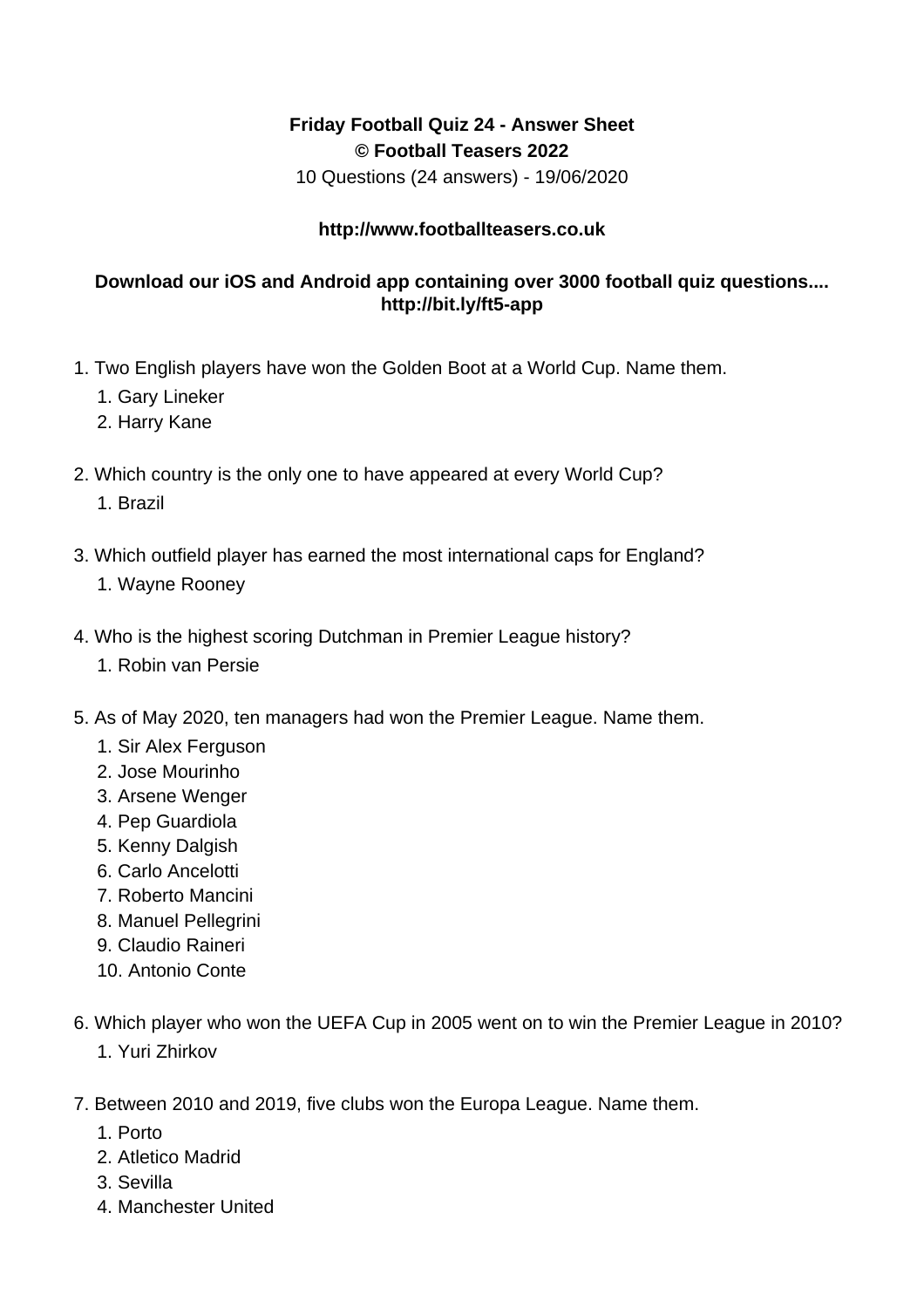**Friday Football Quiz 24 - Answer Sheet**
**© Football Teasers 2022**
10 Questions (24 answers) - 19/06/2020

**http://www.footballteasers.co.uk**

**Download our iOS and Android app containing over 3000 football quiz questions....**
**http://bit.ly/ft5-app**

1. Two English players have won the Golden Boot at a World Cup. Name them.
    1. Gary Lineker
    2. Harry Kane

2. Which country is the only one to have appeared at every World Cup?
    1. Brazil

3. Which outfield player has earned the most international caps for England?
    1. Wayne Rooney

4. Who is the highest scoring Dutchman in Premier League history?
    1. Robin van Persie

5. As of May 2020, ten managers had won the Premier League. Name them.
    1. Sir Alex Ferguson
    2. Jose Mourinho
    3. Arsene Wenger
    4. Pep Guardiola
    5. Kenny Dalgish
    6. Carlo Ancelotti
    7. Roberto Mancini
    8. Manuel Pellegrini
    9. Claudio Raineri
    10. Antonio Conte

6. Which player who won the UEFA Cup in 2005 went on to win the Premier League in 2010?
    1. Yuri Zhirkov

7. Between 2010 and 2019, five clubs won the Europa League. Name them.
    1. Porto
    2. Atletico Madrid
    3. Sevilla
    4. Manchester United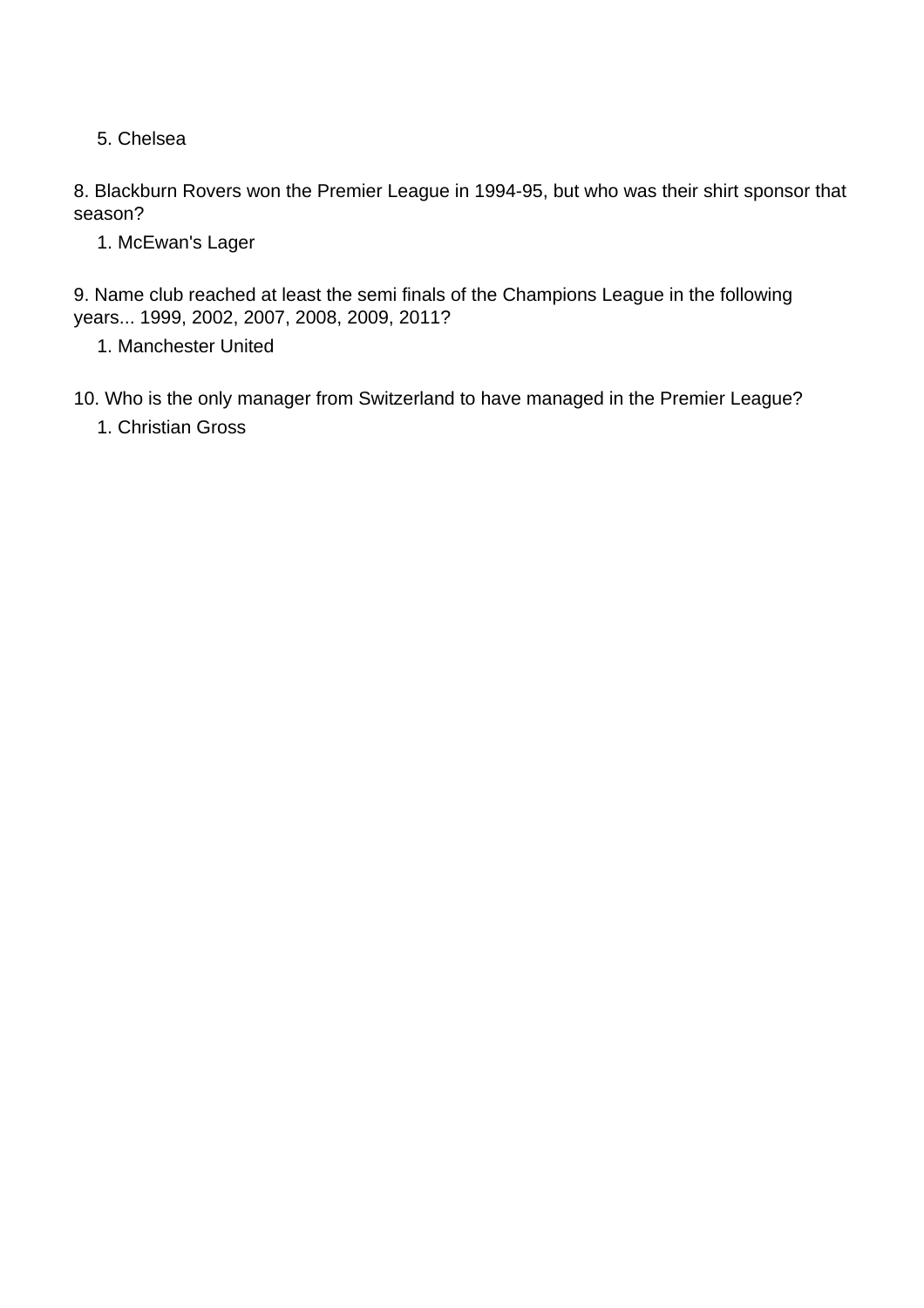5. Chelsea

8. Blackburn Rovers won the Premier League in 1994-95, but who was their shirt sponsor that season?

1. McEwan's Lager

9. Name club reached at least the semi finals of the Champions League in the following years... 1999, 2002, 2007, 2008, 2009, 2011?

1. Manchester United

10. Who is the only manager from Switzerland to have managed in the Premier League?

1. Christian Gross